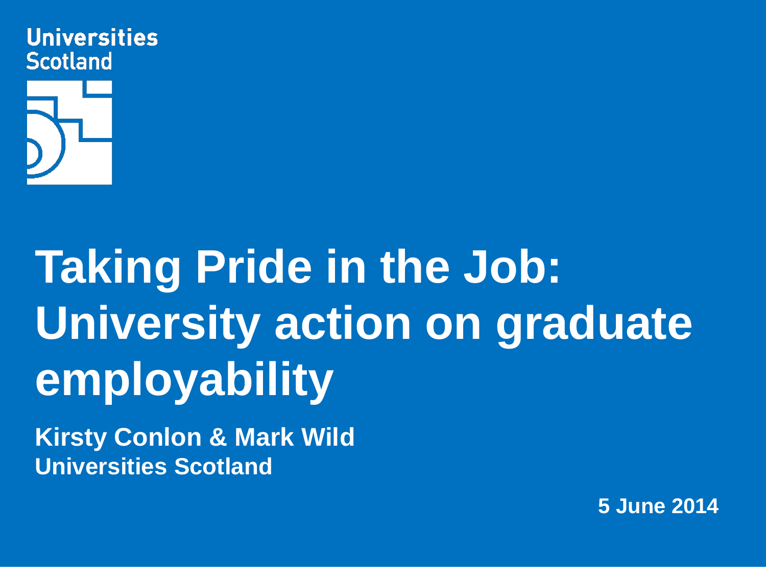Universities
Scotland

# Taking Pride in the Job: University action on graduate employability

**Kirsty Conlon & Mark Wild**
**Universities Scotland**

**5 June 2014**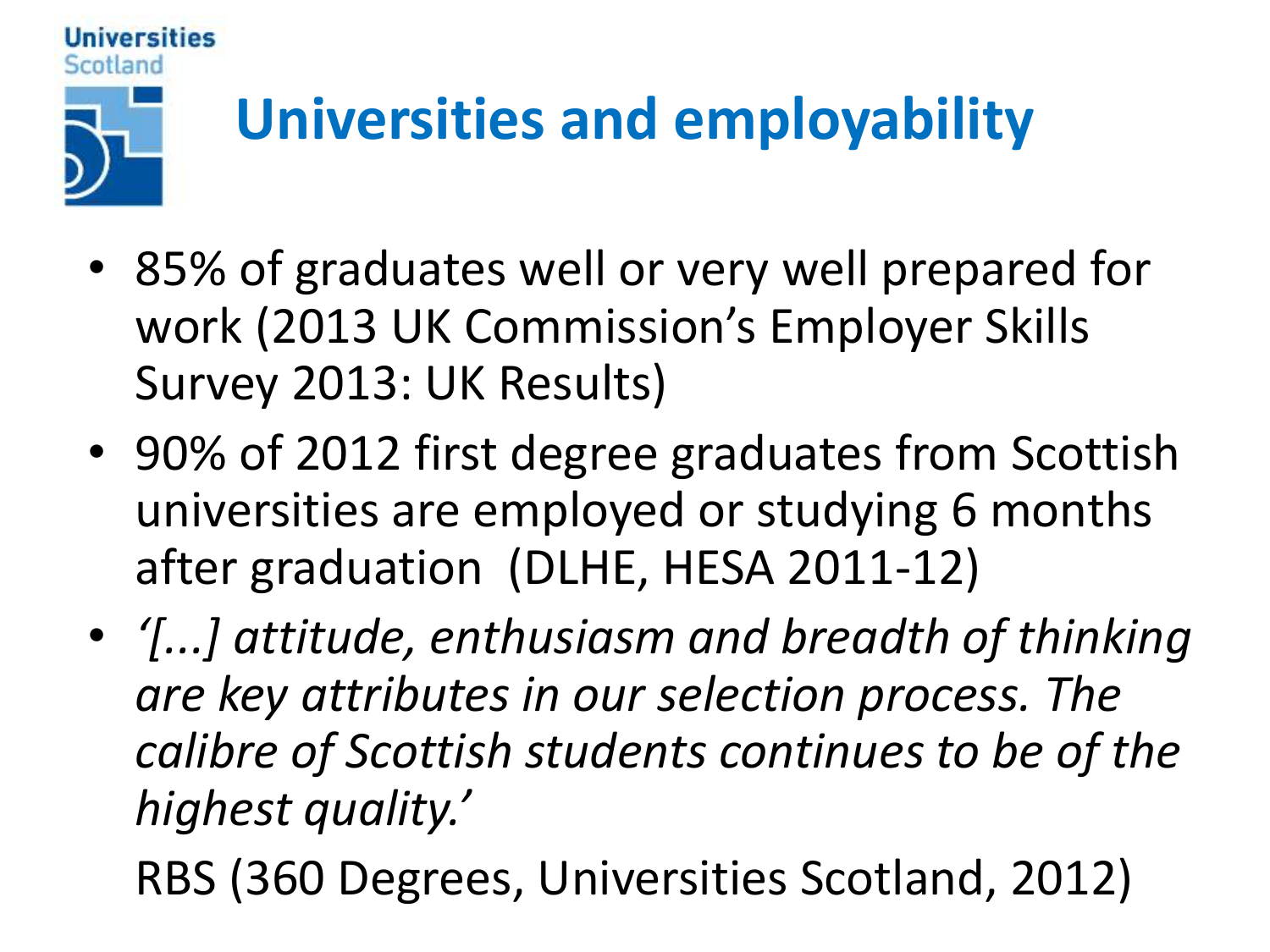Universities Scotland

# Universities and employability

- 85% of graduates well or very well prepared for work (2013 UK Commission's Employer Skills Survey 2013: UK Results)
- 90% of 2012 first degree graduates from Scottish universities are employed or studying 6 months after graduation (DLHE, HESA 2011-12)
- *'[...] attitude, enthusiasm and breadth of thinking are key attributes in our selection process. The calibre of Scottish students continues to be of the highest quality.'*

  RBS (360 Degrees, Universities Scotland, 2012)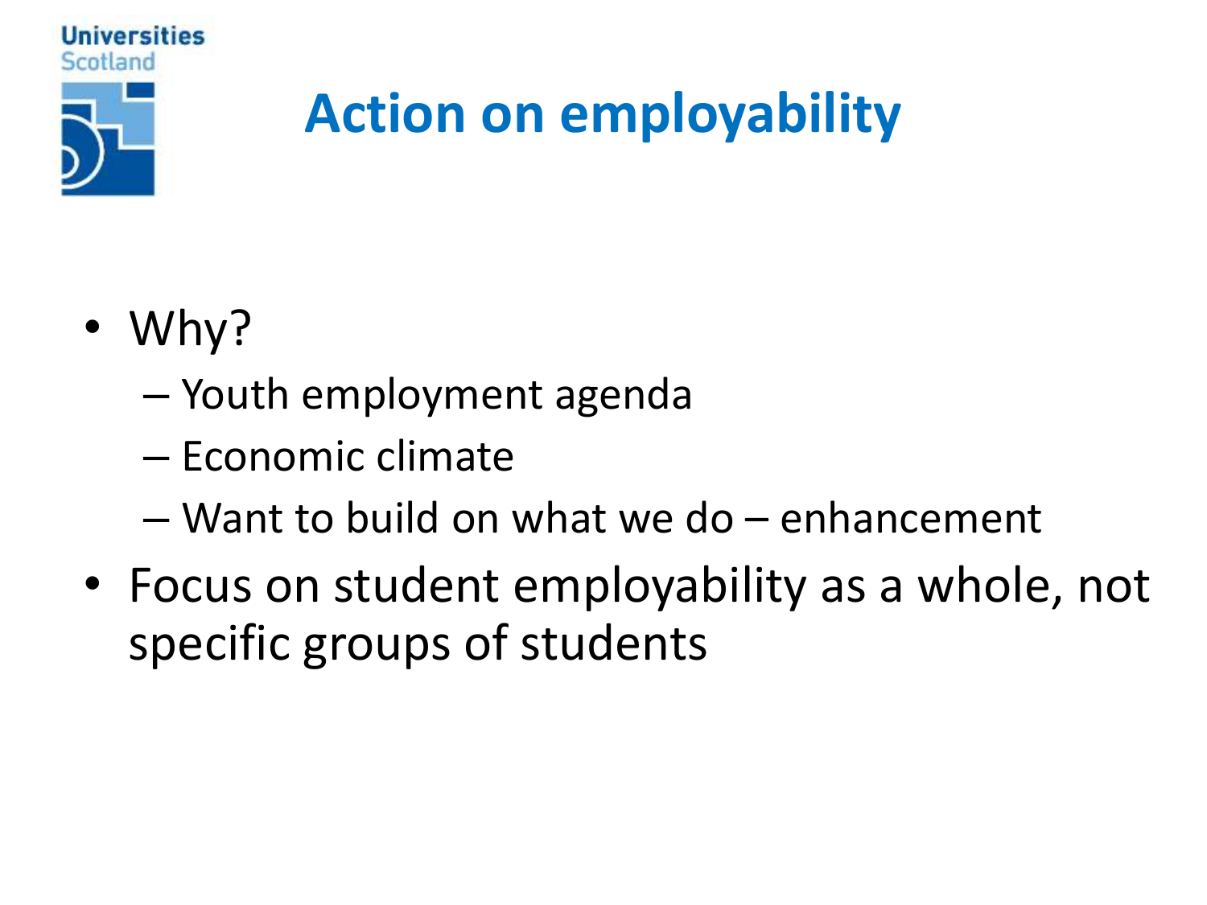# Action on employability

- Why?
  - Youth employment agenda
  - Economic climate
  - Want to build on what we do – enhancement
- Focus on student employability as a whole, not specific groups of students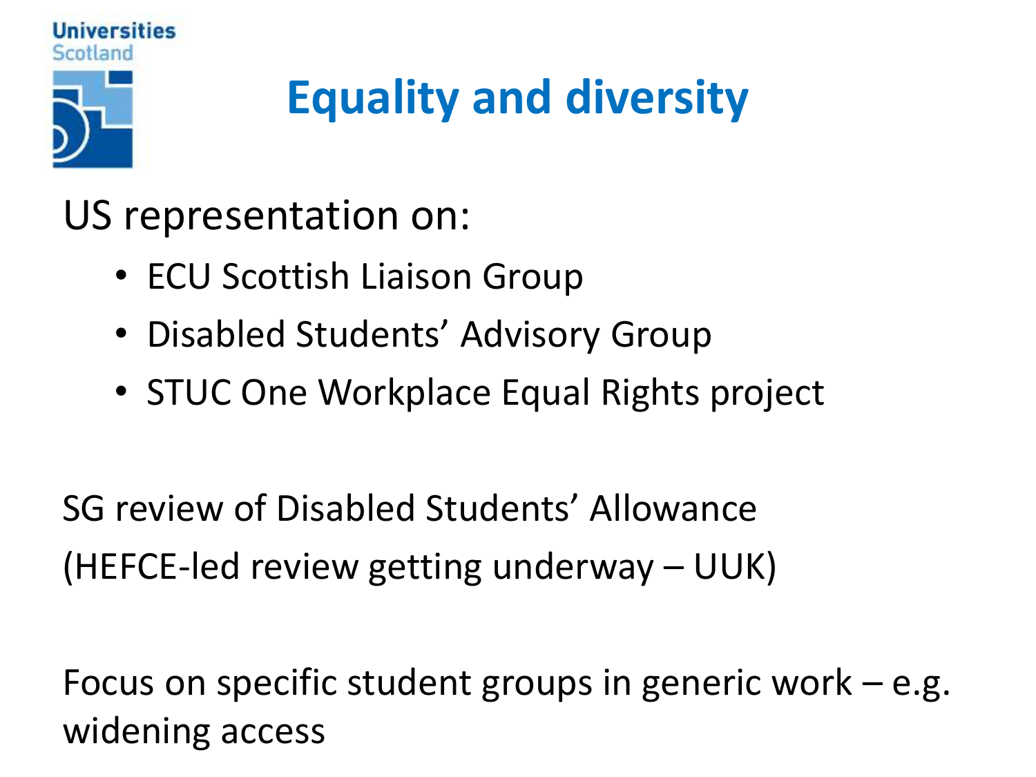# Equality and diversity

US representation on:

- ECU Scottish Liaison Group
- Disabled Students' Advisory Group
- STUC One Workplace Equal Rights project

SG review of Disabled Students' Allowance

(HEFCE-led review getting underway – UUK)

Focus on specific student groups in generic work – e.g. widening access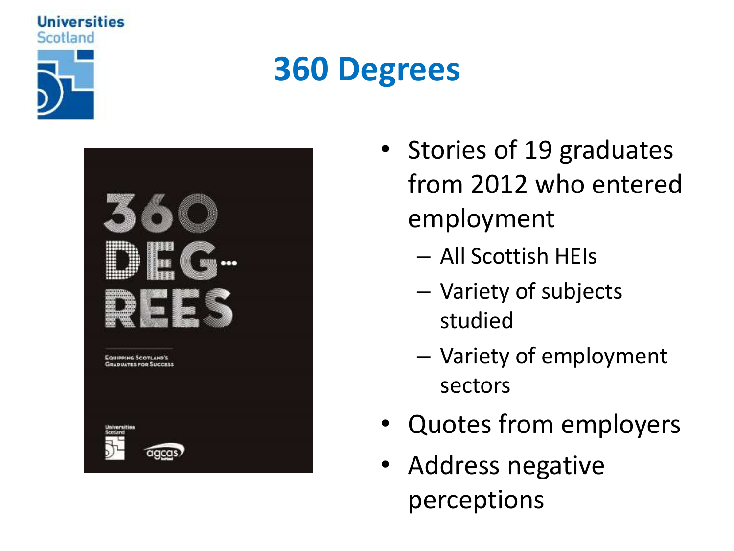# 360 Degrees

- Stories of 19 graduates from 2012 who entered employment
  - All Scottish HEIs
  - Variety of subjects studied
  - Variety of employment sectors
- Quotes from employers
- Address negative perceptions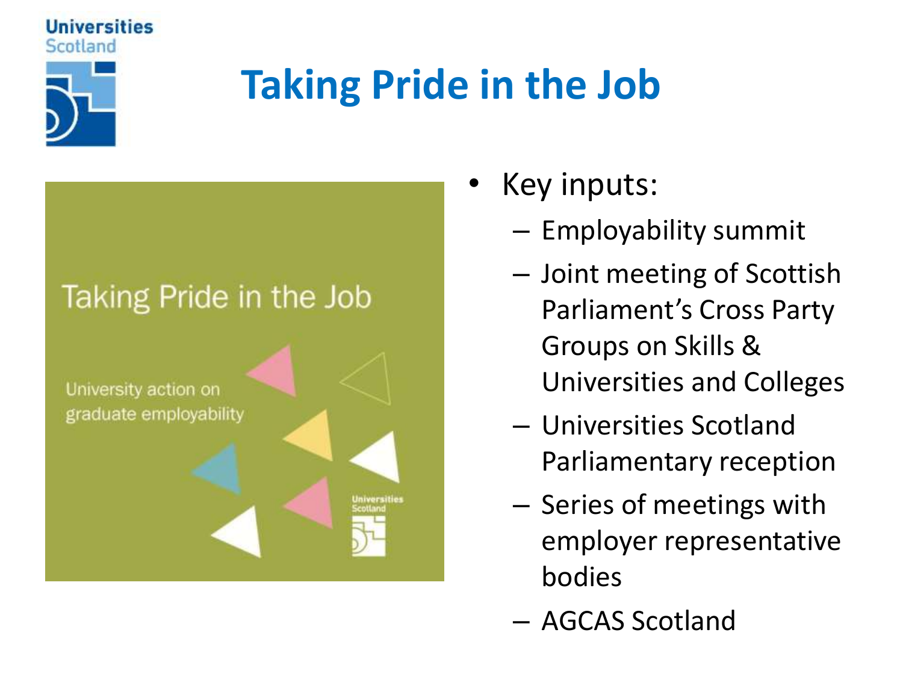# Taking Pride in the Job

- Key inputs:
  - Employability summit
  - Joint meeting of Scottish Parliament's Cross Party Groups on Skills & Universities and Colleges
  - Universities Scotland Parliamentary reception
  - Series of meetings with employer representative bodies
  - AGCAS Scotland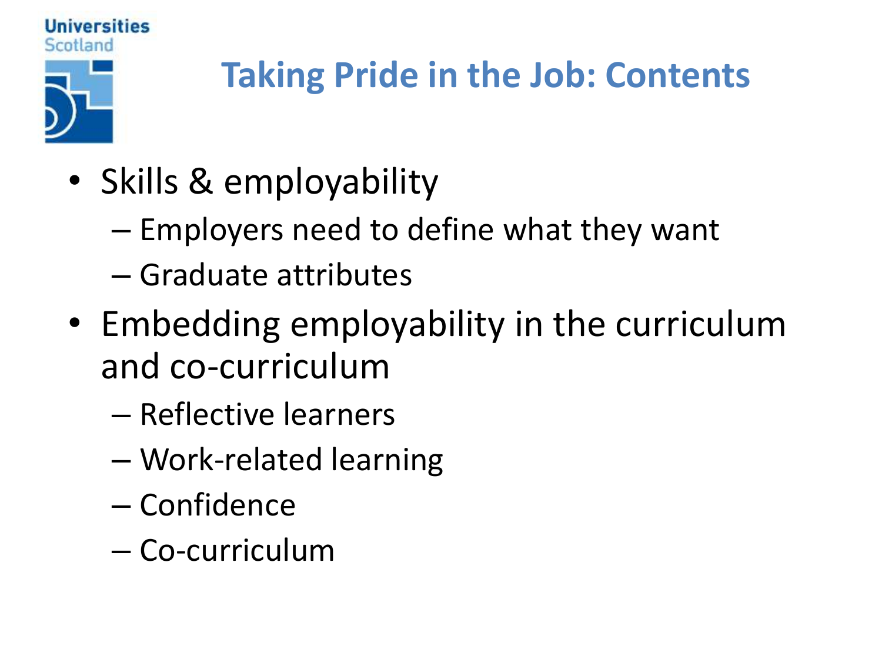Universities Scotland

# Taking Pride in the Job: Contents

- Skills & employability
  - Employers need to define what they want
  - Graduate attributes
- Embedding employability in the curriculum and co-curriculum
  - Reflective learners
  - Work-related learning
  - Confidence
  - Co-curriculum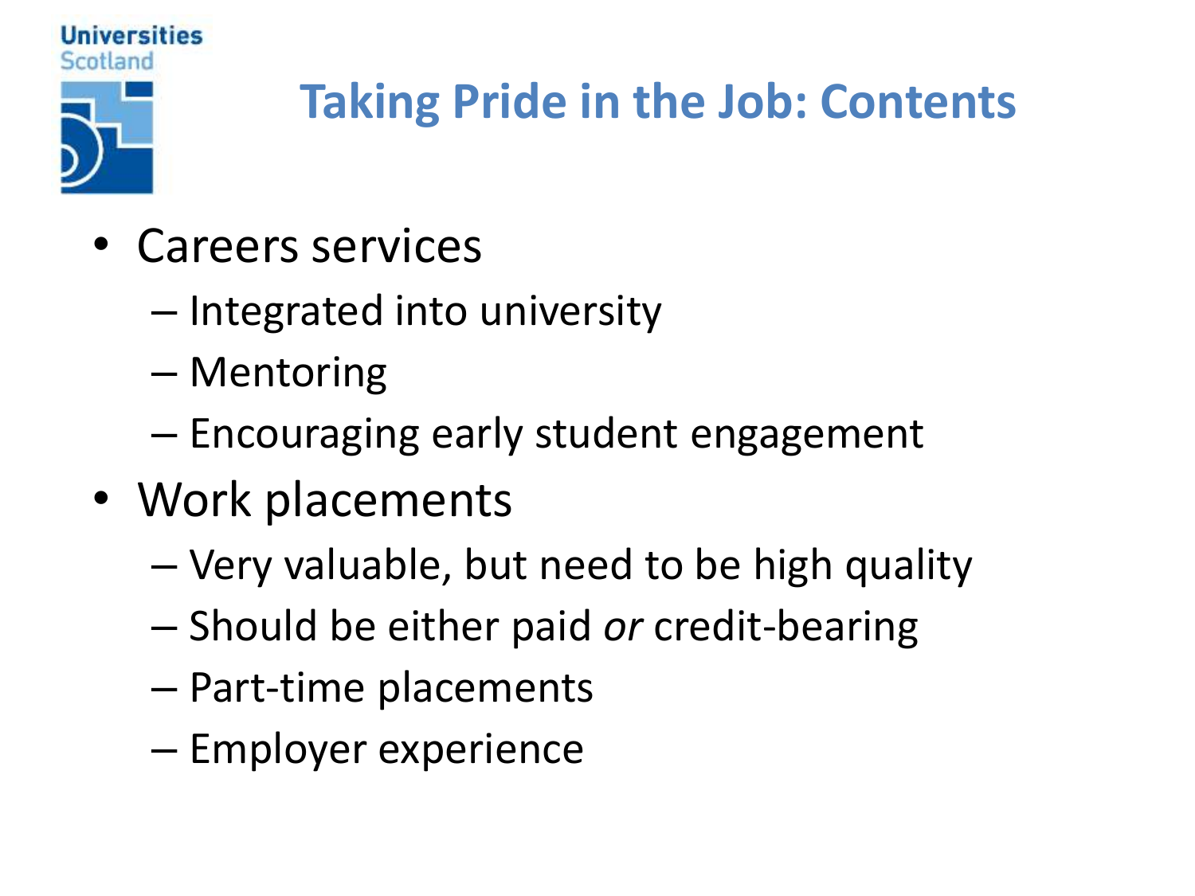Universities Scotland

# Taking Pride in the Job: Contents

- Careers services
  - Integrated into university
  - Mentoring
  - Encouraging early student engagement
- Work placements
  - Very valuable, but need to be high quality
  - Should be either paid *or* credit-bearing
  - Part-time placements
  - Employer experience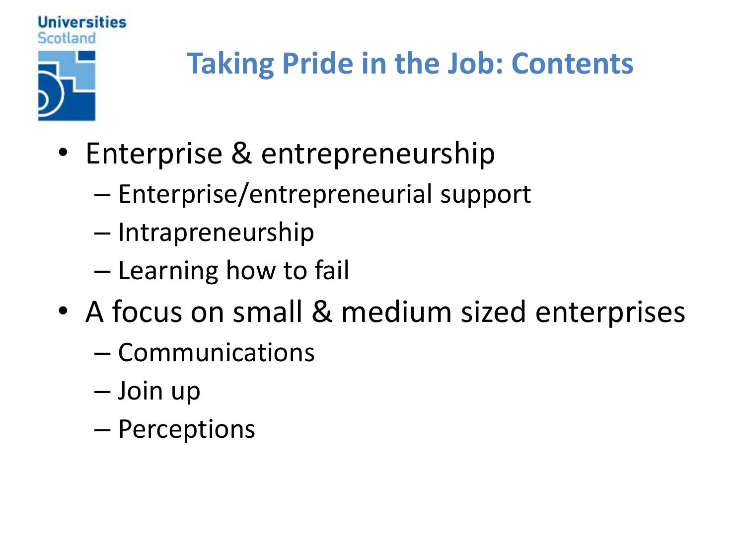# Taking Pride in the Job: Contents

- Enterprise & entrepreneurship
  - Enterprise/entrepreneurial support
  - Intrapreneurship
  - Learning how to fail
- A focus on small & medium sized enterprises
  - Communications
  - Join up
  - Perceptions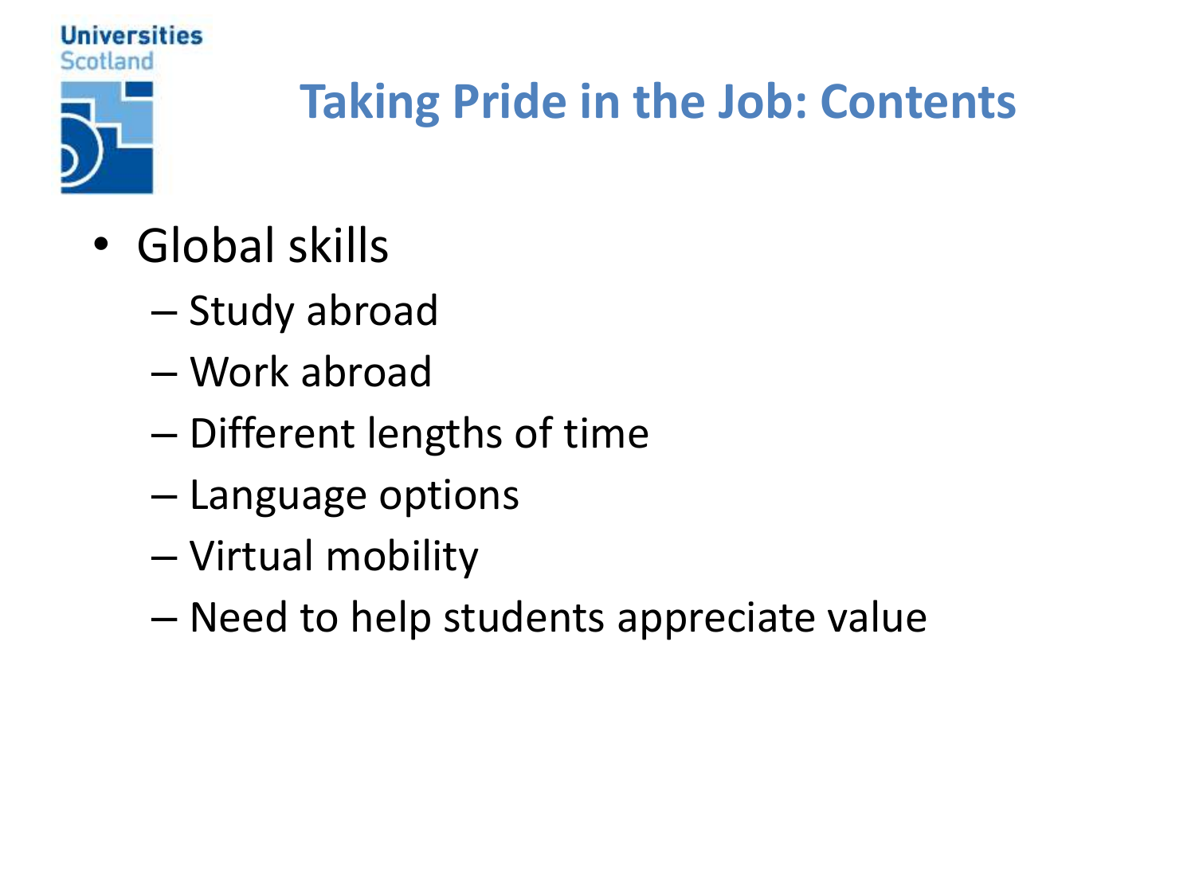# Taking Pride in the Job: Contents

- Global skills
  - Study abroad
  - Work abroad
  - Different lengths of time
  - Language options
  - Virtual mobility
  - Need to help students appreciate value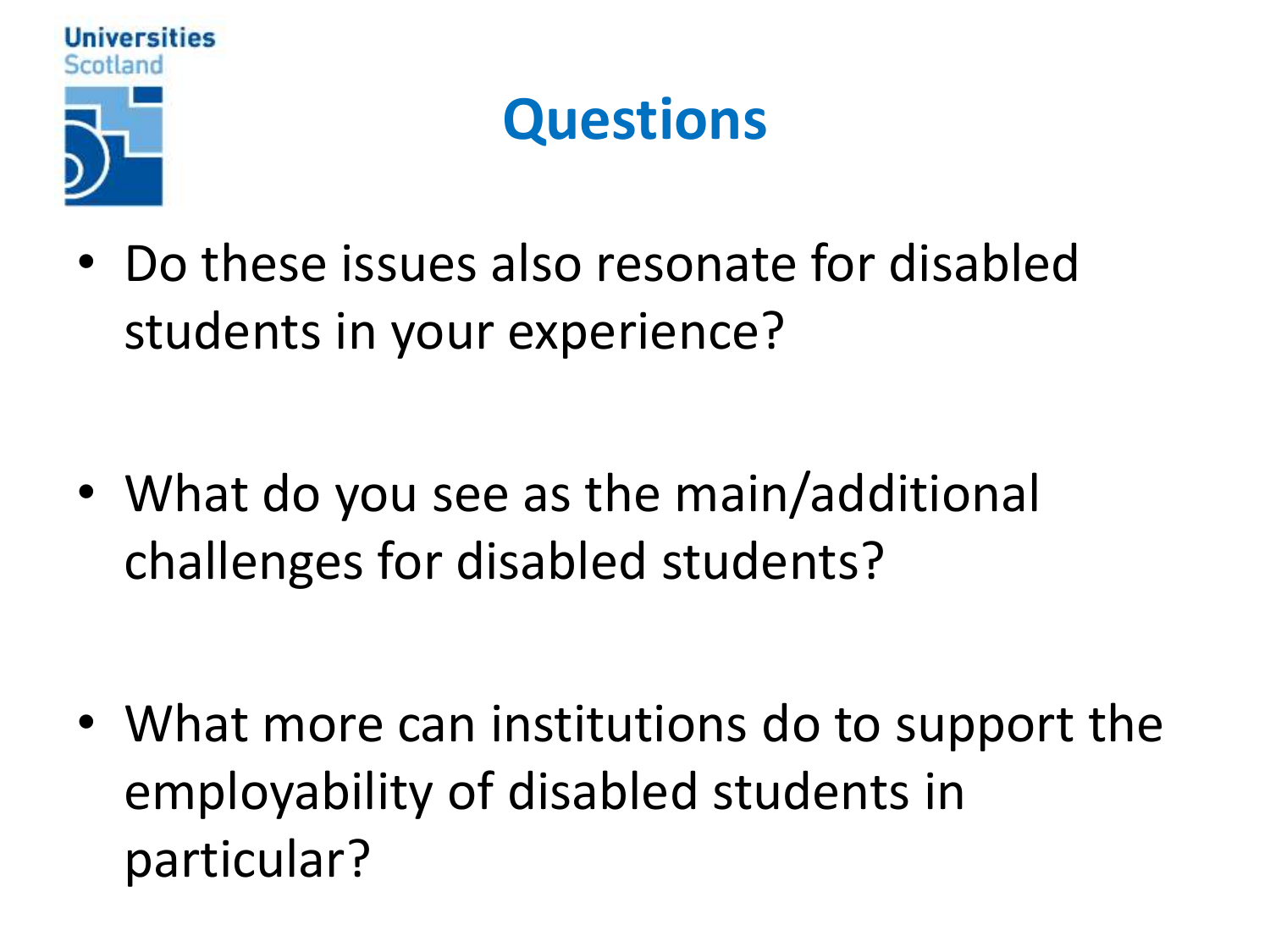Universities Scotland

# Questions

- Do these issues also resonate for disabled students in your experience?
- What do you see as the main/additional challenges for disabled students?
- What more can institutions do to support the employability of disabled students in particular?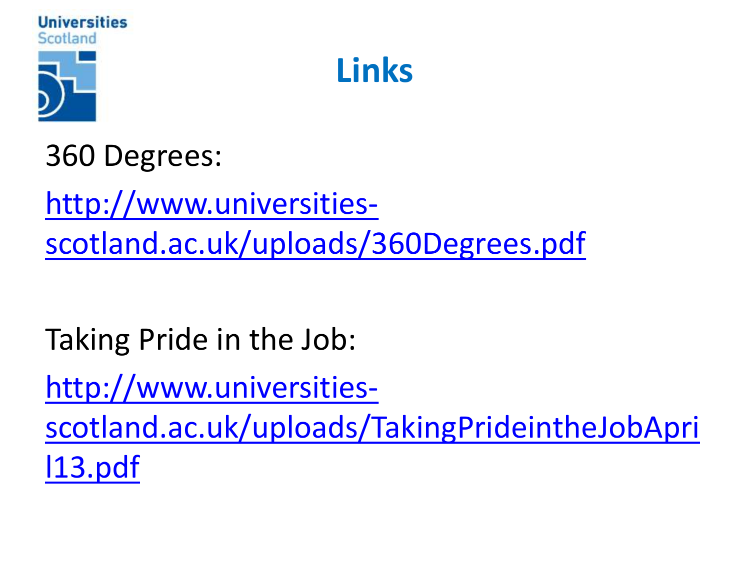Universities Scotland

# Links

360 Degrees:

http://www.universities-scotland.ac.uk/uploads/360Degrees.pdf

Taking Pride in the Job:

http://www.universities-scotland.ac.uk/uploads/TakingPrideintheJobApril13.pdf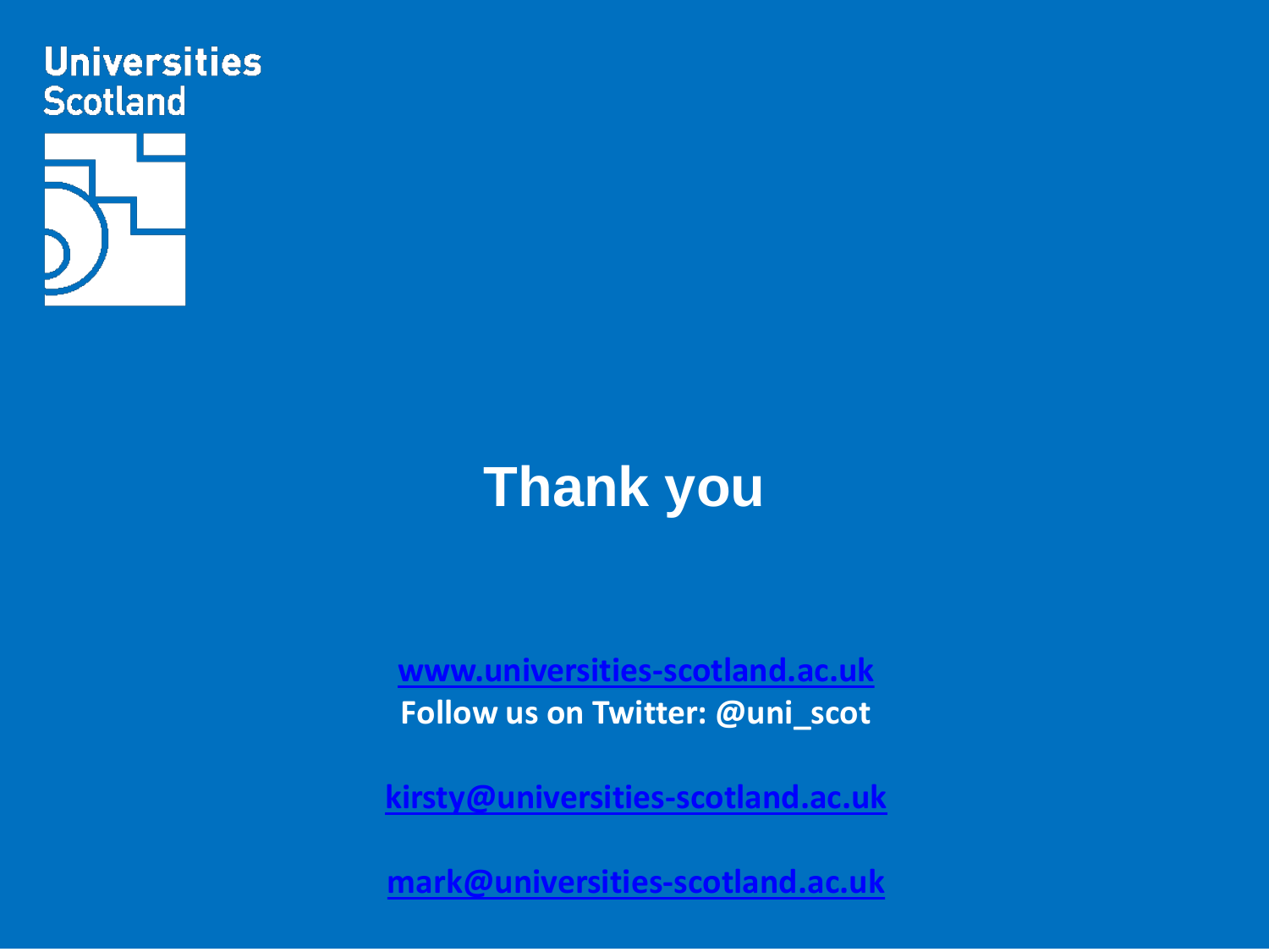Universities Scotland

# Thank you

www.universities-scotland.ac.uk

**Follow us on Twitter: @uni_scot**

kirsty@universities-scotland.ac.uk

mark@universities-scotland.ac.uk